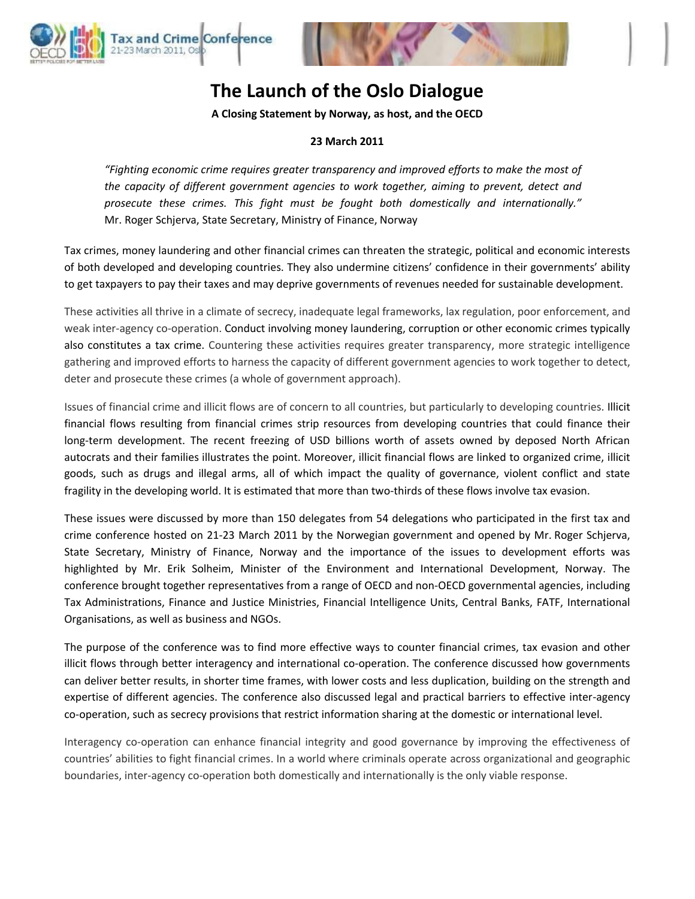# The Launch of the Oslo Dialogue

**A Closing Statement by Norway, as host, and the OECD**

**23 March 2011**

> *"Fighting economic crime requires greater transparency and improved efforts to make the most of the capacity of different government agencies to work together, aiming to prevent, detect and prosecute these crimes. This fight must be fought both domestically and internationally."*
> Mr. Roger Schjerva, State Secretary, Ministry of Finance, Norway

Tax crimes, money laundering and other financial crimes can threaten the strategic, political and economic interests of both developed and developing countries. They also undermine citizens' confidence in their governments' ability to get taxpayers to pay their taxes and may deprive governments of revenues needed for sustainable development.

These activities all thrive in a climate of secrecy, inadequate legal frameworks, lax regulation, poor enforcement, and weak inter-agency co-operation. Conduct involving money laundering, corruption or other economic crimes typically also constitutes a tax crime. Countering these activities requires greater transparency, more strategic intelligence gathering and improved efforts to harness the capacity of different government agencies to work together to detect, deter and prosecute these crimes (a whole of government approach).

Issues of financial crime and illicit flows are of concern to all countries, but particularly to developing countries. Illicit financial flows resulting from financial crimes strip resources from developing countries that could finance their long-term development. The recent freezing of USD billions worth of assets owned by deposed North African autocrats and their families illustrates the point. Moreover, illicit financial flows are linked to organized crime, illicit goods, such as drugs and illegal arms, all of which impact the quality of governance, violent conflict and state fragility in the developing world. It is estimated that more than two-thirds of these flows involve tax evasion.

These issues were discussed by more than 150 delegates from 54 delegations who participated in the first tax and crime conference hosted on 21-23 March 2011 by the Norwegian government and opened by Mr. Roger Schjerva, State Secretary, Ministry of Finance, Norway and the importance of the issues to development efforts was highlighted by Mr. Erik Solheim, Minister of the Environment and International Development, Norway. The conference brought together representatives from a range of OECD and non-OECD governmental agencies, including Tax Administrations, Finance and Justice Ministries, Financial Intelligence Units, Central Banks, FATF, International Organisations, as well as business and NGOs.

The purpose of the conference was to find more effective ways to counter financial crimes, tax evasion and other illicit flows through better interagency and international co-operation. The conference discussed how governments can deliver better results, in shorter time frames, with lower costs and less duplication, building on the strength and expertise of different agencies. The conference also discussed legal and practical barriers to effective inter-agency co-operation, such as secrecy provisions that restrict information sharing at the domestic or international level.

Interagency co-operation can enhance financial integrity and good governance by improving the effectiveness of countries' abilities to fight financial crimes. In a world where criminals operate across organizational and geographic boundaries, inter-agency co-operation both domestically and internationally is the only viable response.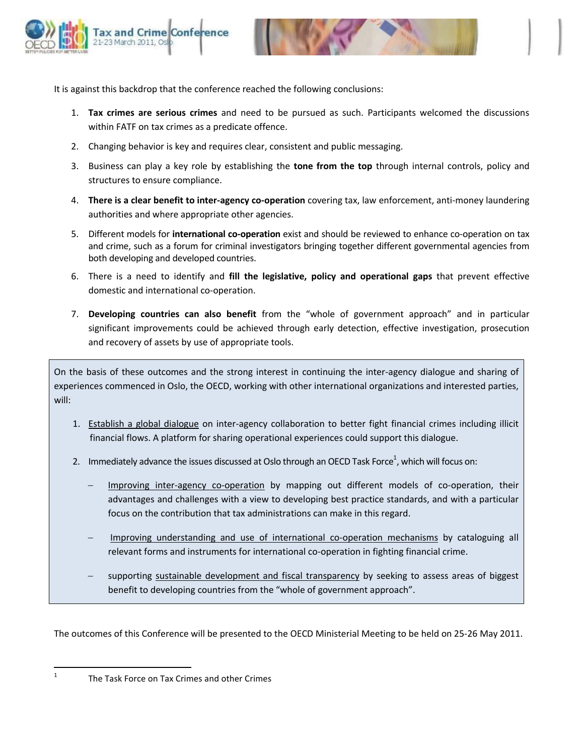It is against this backdrop that the conference reached the following conclusions:

1. **Tax crimes are serious crimes** and need to be pursued as such. Participants welcomed the discussions within FATF on tax crimes as a predicate offence.
2. Changing behavior is key and requires clear, consistent and public messaging.
3. Business can play a key role by establishing the **tone from the top** through internal controls, policy and structures to ensure compliance.
4. **There is a clear benefit to inter-agency co-operation** covering tax, law enforcement, anti-money laundering authorities and where appropriate other agencies.
5. Different models for **international co-operation** exist and should be reviewed to enhance co-operation on tax and crime, such as a forum for criminal investigators bringing together different governmental agencies from both developing and developed countries.
6. There is a need to identify and **fill the legislative, policy and operational gaps** that prevent effective domestic and international co-operation.
7. **Developing countries can also benefit** from the "whole of government approach" and in particular significant improvements could be achieved through early detection, effective investigation, prosecution and recovery of assets by use of appropriate tools.

On the basis of these outcomes and the strong interest in continuing the inter-agency dialogue and sharing of experiences commenced in Oslo, the OECD, working with other international organizations and interested parties, will:

1. Establish a global dialogue on inter-agency collaboration to better fight financial crimes including illicit financial flows. A platform for sharing operational experiences could support this dialogue.
2. Immediately advance the issues discussed at Oslo through an OECD Task Force[1], which will focus on:
   - Improving inter-agency co-operation by mapping out different models of co-operation, their advantages and challenges with a view to developing best practice standards, and with a particular focus on the contribution that tax administrations can make in this regard.
   - Improving understanding and use of international co-operation mechanisms by cataloguing all relevant forms and instruments for international co-operation in fighting financial crime.
   - supporting sustainable development and fiscal transparency by seeking to assess areas of biggest benefit to developing countries from the "whole of government approach".

The outcomes of this Conference will be presented to the OECD Ministerial Meeting to be held on 25-26 May 2011.

[1] The Task Force on Tax Crimes and other Crimes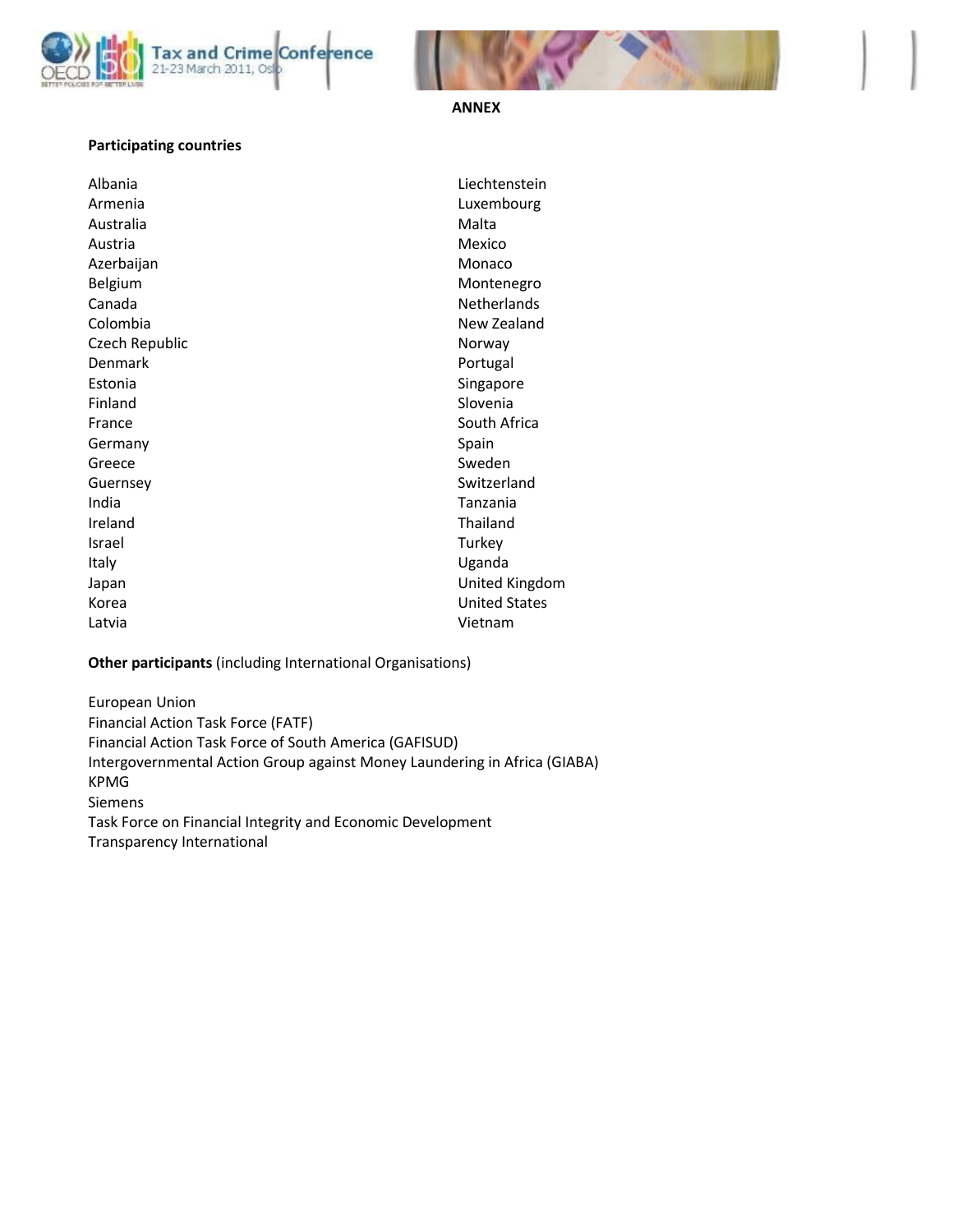**ANNEX**

**Participating countries**

Albania
Armenia
Australia
Austria
Azerbaijan
Belgium
Canada
Colombia
Czech Republic
Denmark
Estonia
Finland
France
Germany
Greece
Guernsey
India
Ireland
Israel
Italy
Japan
Korea
Latvia
Liechtenstein
Luxembourg
Malta
Mexico
Monaco
Montenegro
Netherlands
New Zealand
Norway
Portugal
Singapore
Slovenia
South Africa
Spain
Sweden
Switzerland
Tanzania
Thailand
Turkey
Uganda
United Kingdom
United States
Vietnam

**Other participants** (including International Organisations)

European Union
Financial Action Task Force (FATF)
Financial Action Task Force of South America (GAFISUD)
Intergovernmental Action Group against Money Laundering in Africa (GIABA)
KPMG
Siemens
Task Force on Financial Integrity and Economic Development
Transparency International